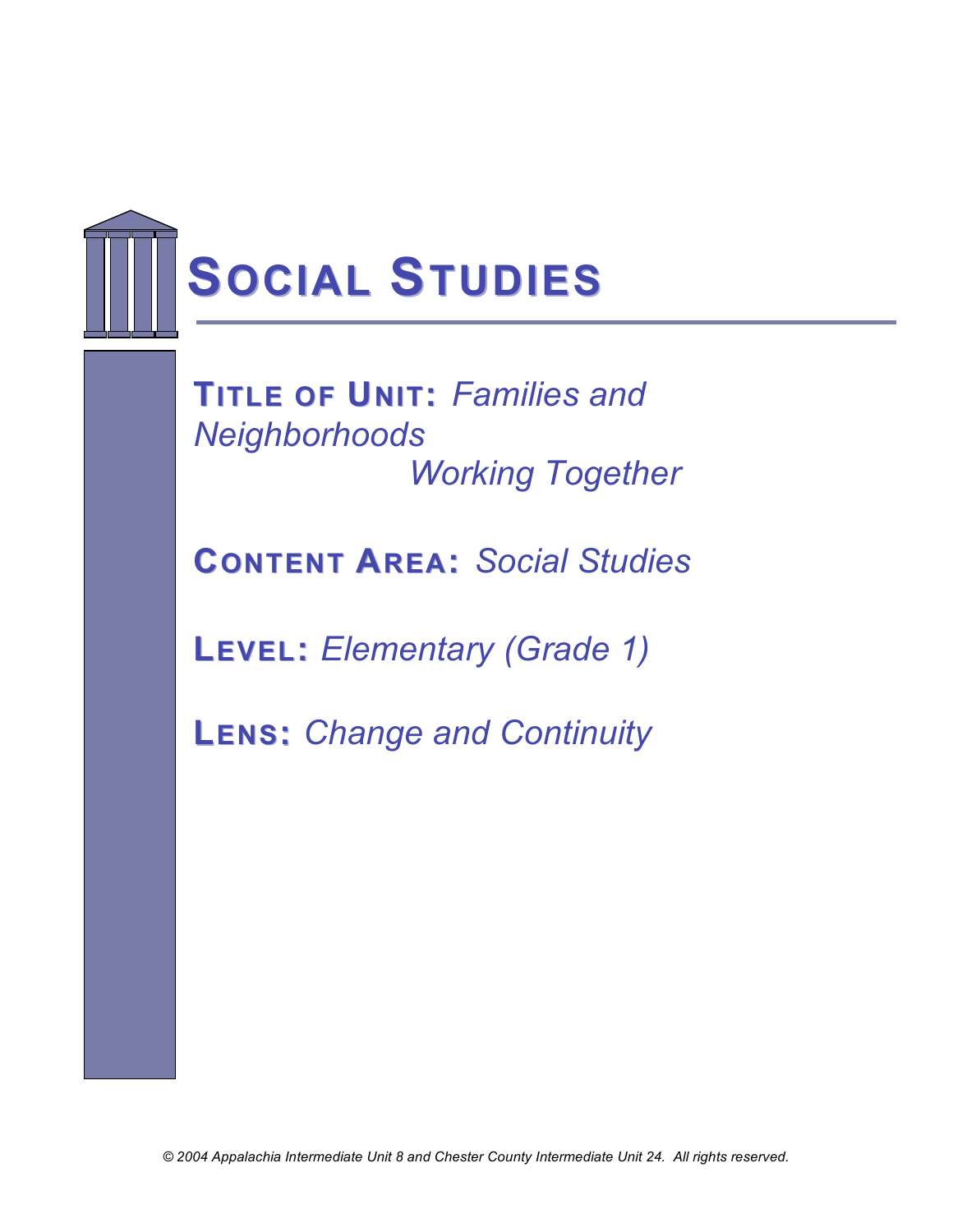# SOCIAL STUDIES

**TITLE OF UNIT:** *Families and Neighborhoods Working Together*

**CONTENT AREA:** *Social Studies*

**LEVEL:** *Elementary (Grade 1)*

**LENS:** *Change and Continuity*

*© 2004 Appalachia Intermediate Unit 8 and Chester County Intermediate Unit 24. All rights reserved.*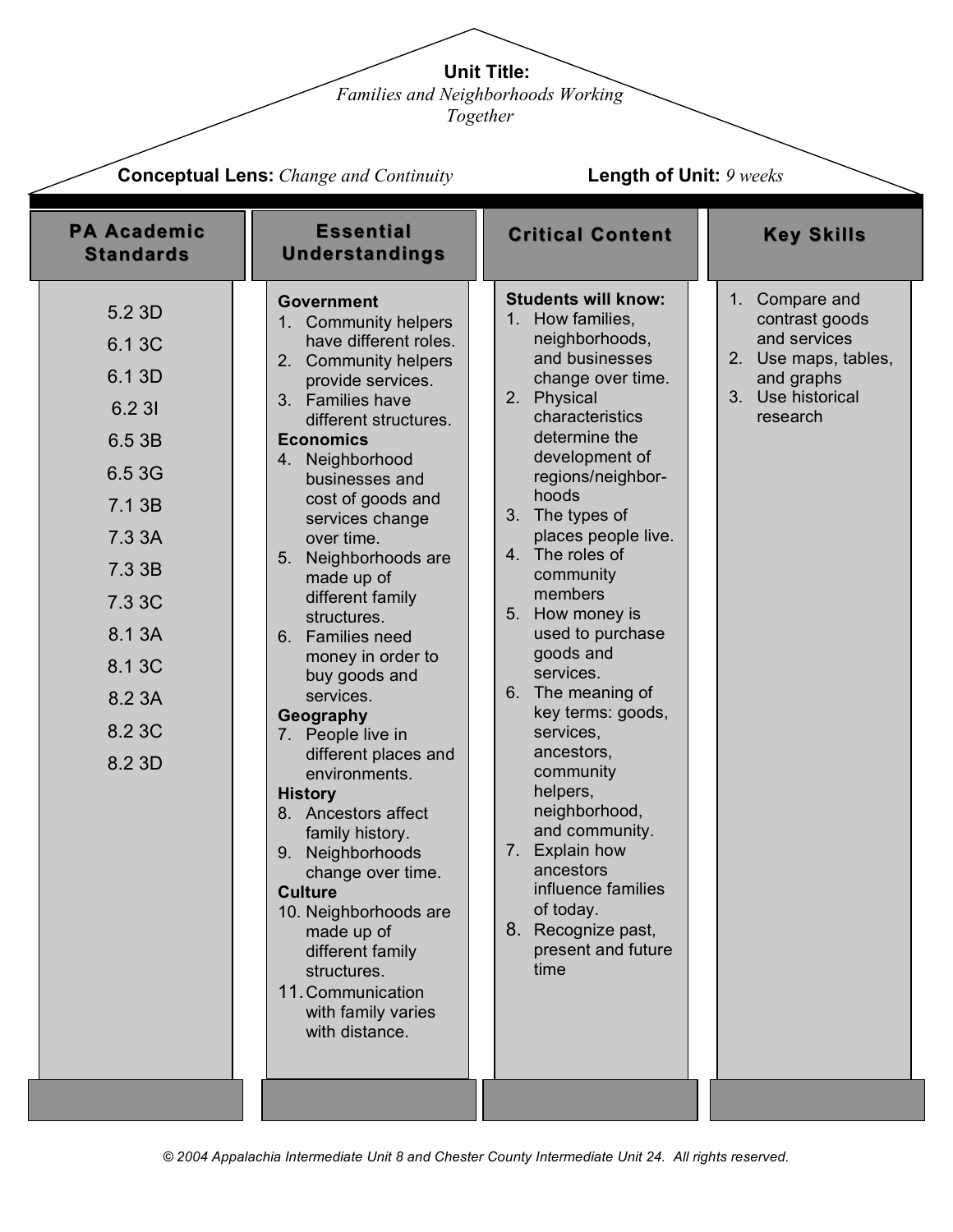**Unit Title:**
*Families and Neighborhoods Working Together*

**Conceptual Lens:** *Change and Continuity*

**Length of Unit:** *9 weeks*

## PA Academic Standards

5.2 3D
6.1 3C
6.1 3D
6.2 3I
6.5 3B
6.5 3G
7.1 3B
7.3 3A
7.3 3B
7.3 3C
8.1 3A
8.1 3C
8.2 3A
8.2 3C
8.2 3D

## Essential Understandings

**Government**

1. Community helpers have different roles.
2. Community helpers provide services.
3. Families have different structures.

**Economics**

4. Neighborhood businesses and cost of goods and services change over time.
5. Neighborhoods are made up of different family structures.
6. Families need money in order to buy goods and services.

**Geography**

7. People live in different places and environments.

**History**

8. Ancestors affect family history.
9. Neighborhoods change over time.

**Culture**

10. Neighborhoods are made up of different family structures.
11. Communication with family varies with distance.

## Critical Content

**Students will know:**

1. How families, neighborhoods, and businesses change over time.
2. Physical characteristics determine the development of regions/neighbor-hoods
3. The types of places people live.
4. The roles of community members
5. How money is used to purchase goods and services.
6. The meaning of key terms: goods, services, ancestors, community helpers, neighborhood, and community.
7. Explain how ancestors influence families of today.
8. Recognize past, present and future time

## Key Skills

1. Compare and contrast goods and services
2. Use maps, tables, and graphs
3. Use historical research

*© 2004 Appalachia Intermediate Unit 8 and Chester County Intermediate Unit 24. All rights reserved.*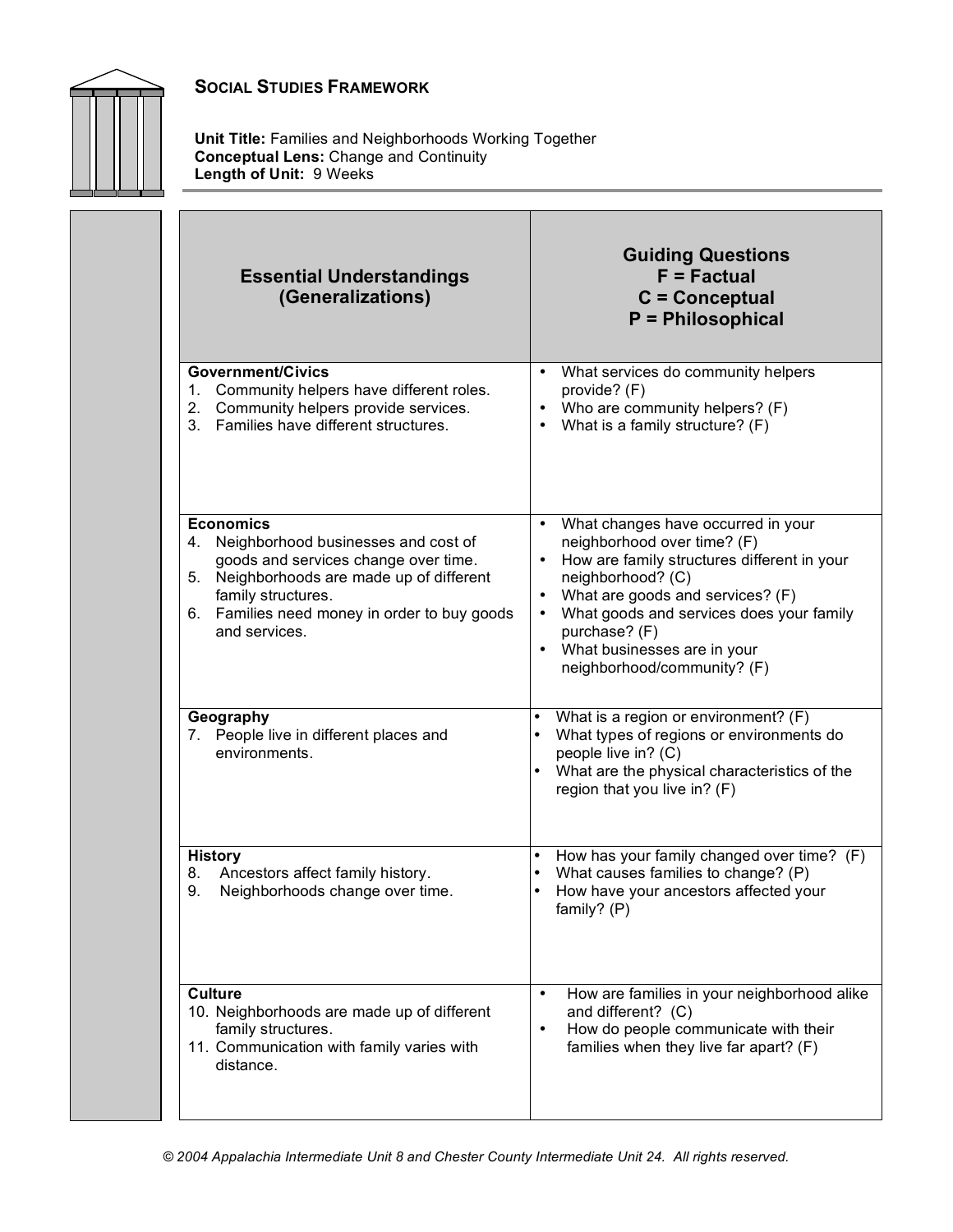## SOCIAL STUDIES FRAMEWORK

**Unit Title:** Families and Neighborhoods Working Together
**Conceptual Lens:** Change and Continuity
**Length of Unit:** 9 Weeks

| Essential Understandings (Generalizations) | Guiding Questions<br>F = Factual<br>C = Conceptual<br>P = Philosophical |
|---|---|
| **Government/Civics**<br>1. Community helpers have different roles.<br>2. Community helpers provide services.<br>3. Families have different structures. | • What services do community helpers provide? (F)<br>• Who are community helpers? (F)<br>• What is a family structure? (F) |
| **Economics**<br>4. Neighborhood businesses and cost of goods and services change over time.<br>5. Neighborhoods are made up of different family structures.<br>6. Families need money in order to buy goods and services. | • What changes have occurred in your neighborhood over time? (F)<br>• How are family structures different in your neighborhood? (C)<br>• What are goods and services? (F)<br>• What goods and services does your family purchase? (F)<br>• What businesses are in your neighborhood/community? (F) |
| **Geography**<br>7. People live in different places and environments. | • What is a region or environment? (F)<br>• What types of regions or environments do people live in? (C)<br>• What are the physical characteristics of the region that you live in? (F) |
| **History**<br>8. Ancestors affect family history.<br>9. Neighborhoods change over time. | • How has your family changed over time? (F)<br>• What causes families to change? (P)<br>• How have your ancestors affected your family? (P) |
| **Culture**<br>10. Neighborhoods are made up of different family structures.<br>11. Communication with family varies with distance. | • How are families in your neighborhood alike and different? (C)<br>• How do people communicate with their families when they live far apart? (F) |

*© 2004 Appalachia Intermediate Unit 8 and Chester County Intermediate Unit 24. All rights reserved.*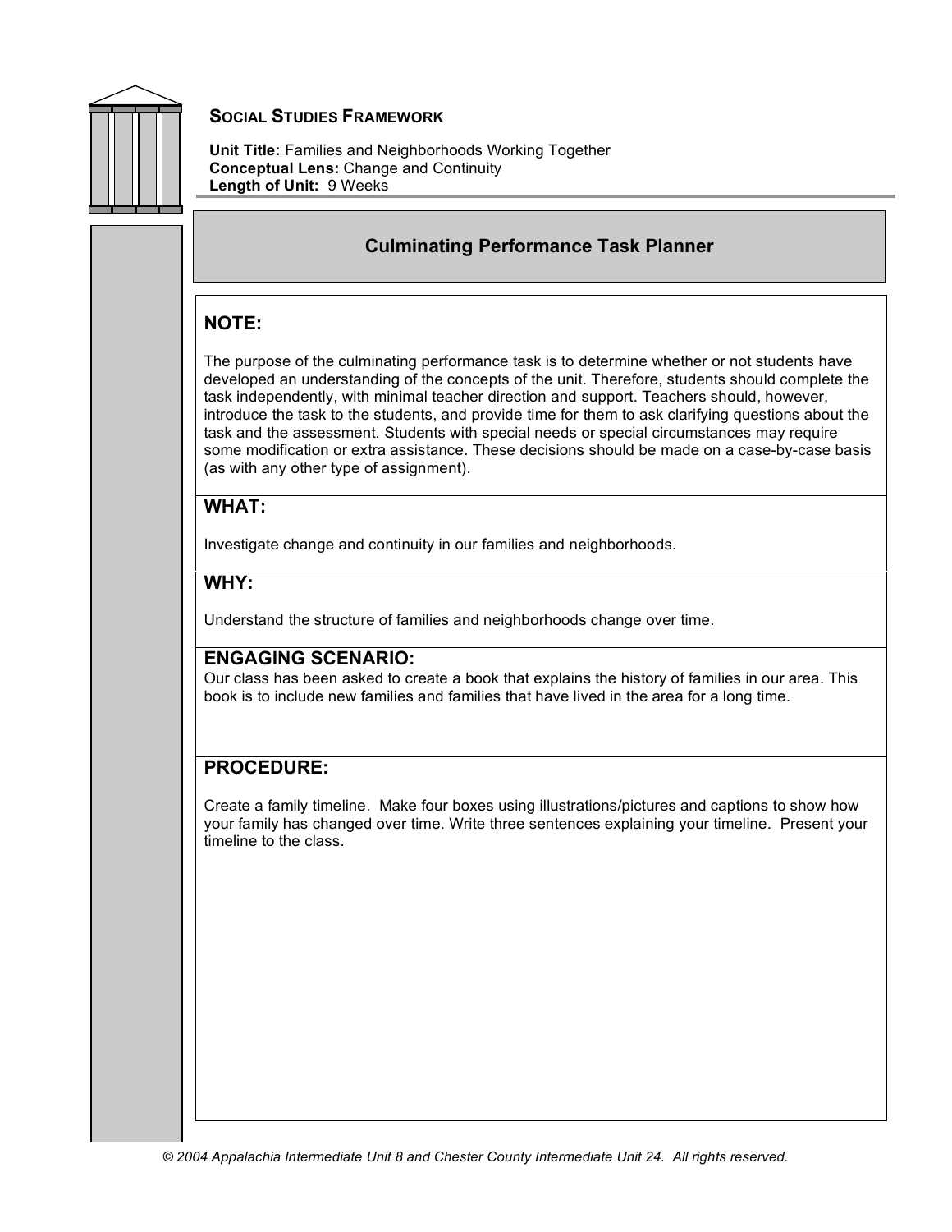## SOCIAL STUDIES FRAMEWORK

**Unit Title:** Families and Neighborhoods Working Together
**Conceptual Lens:** Change and Continuity
**Length of Unit:** 9 Weeks

### Culminating Performance Task Planner

**NOTE:**

The purpose of the culminating performance task is to determine whether or not students have developed an understanding of the concepts of the unit. Therefore, students should complete the task independently, with minimal teacher direction and support. Teachers should, however, introduce the task to the students, and provide time for them to ask clarifying questions about the task and the assessment. Students with special needs or special circumstances may require some modification or extra assistance. These decisions should be made on a case-by-case basis (as with any other type of assignment).

**WHAT:**

Investigate change and continuity in our families and neighborhoods.

**WHY:**

Understand the structure of families and neighborhoods change over time.

**ENGAGING SCENARIO:**

Our class has been asked to create a book that explains the history of families in our area. This book is to include new families and families that have lived in the area for a long time.

**PROCEDURE:**

Create a family timeline. Make four boxes using illustrations/pictures and captions to show how your family has changed over time. Write three sentences explaining your timeline. Present your timeline to the class.

*© 2004 Appalachia Intermediate Unit 8 and Chester County Intermediate Unit 24. All rights reserved.*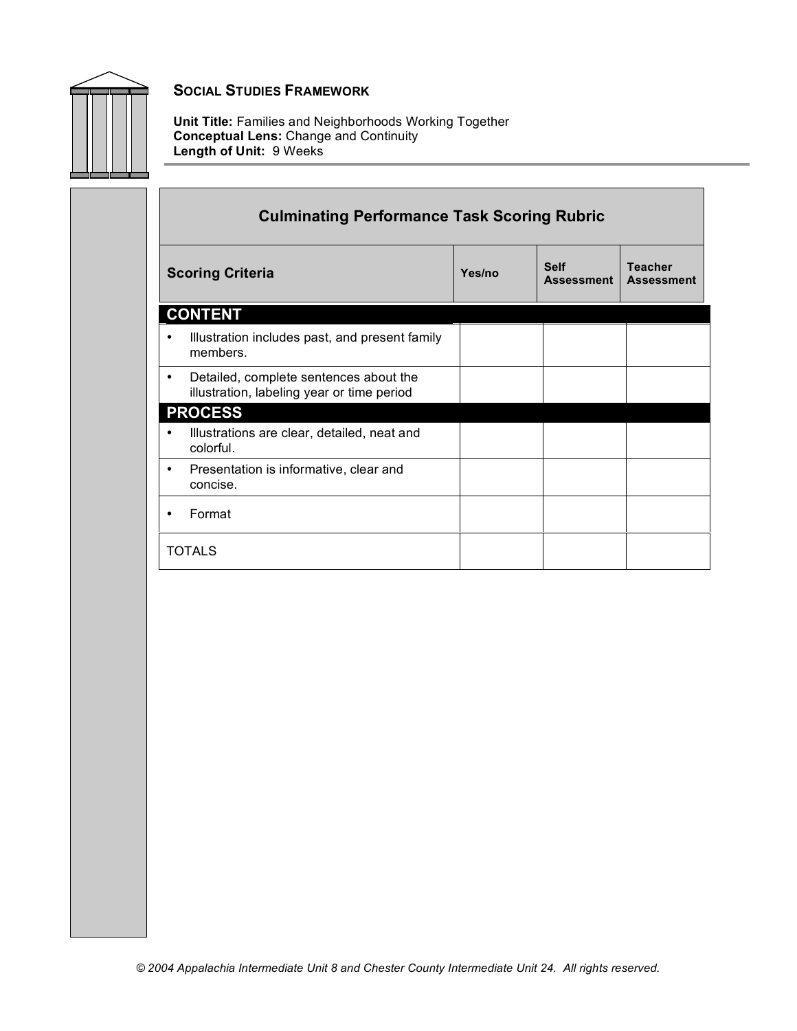## SOCIAL STUDIES FRAMEWORK

**Unit Title:** Families and Neighborhoods Working Together
**Conceptual Lens:** Change and Continuity
**Length of Unit:** 9 Weeks

### Culminating Performance Task Scoring Rubric

| Scoring Criteria | Yes/no | Self Assessment | Teacher Assessment |
|---|---|---|---|
| **CONTENT** | | | |
| • Illustration includes past, and present family members. | | | |
| • Detailed, complete sentences about the illustration, labeling year or time period | | | |
| **PROCESS** | | | |
| • Illustrations are clear, detailed, neat and colorful. | | | |
| • Presentation is informative, clear and concise. | | | |
| • Format | | | |
| TOTALS | | | |

*© 2004 Appalachia Intermediate Unit 8 and Chester County Intermediate Unit 24. All rights reserved.*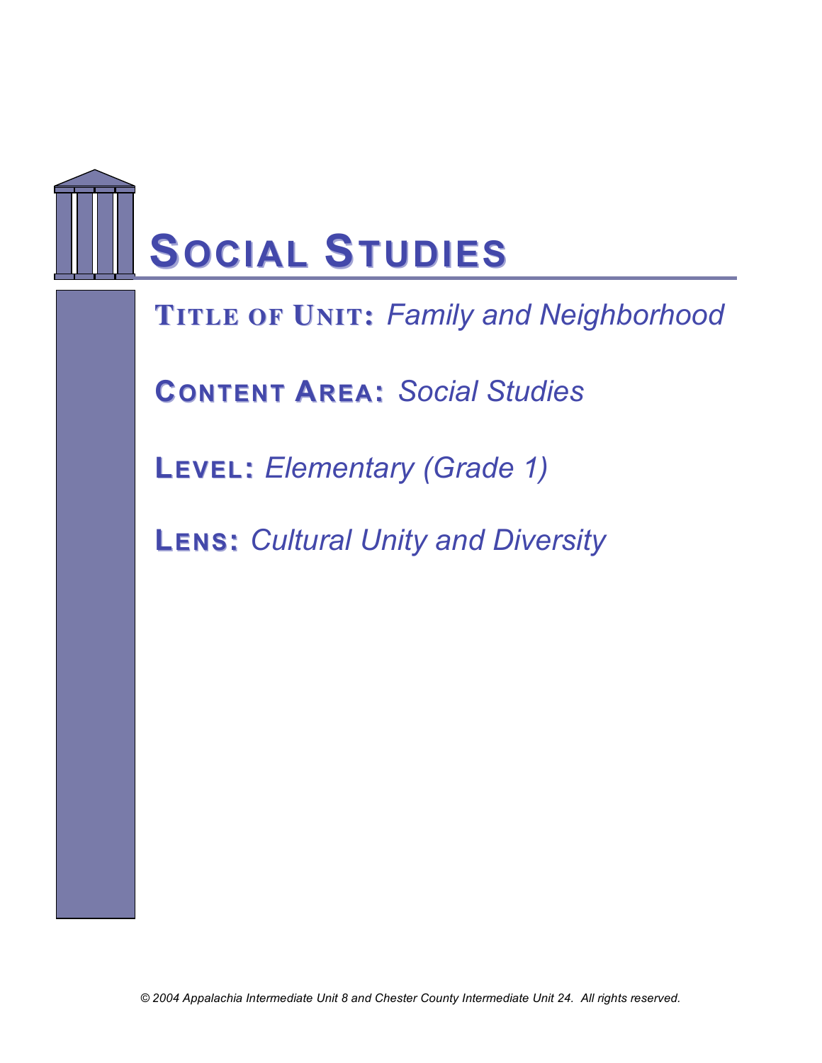# SOCIAL STUDIES

**TITLE OF UNIT:** *Family and Neighborhood*

**CONTENT AREA:** *Social Studies*

**LEVEL:** *Elementary (Grade 1)*

**LENS:** *Cultural Unity and Diversity*

*© 2004 Appalachia Intermediate Unit 8 and Chester County Intermediate Unit 24. All rights reserved.*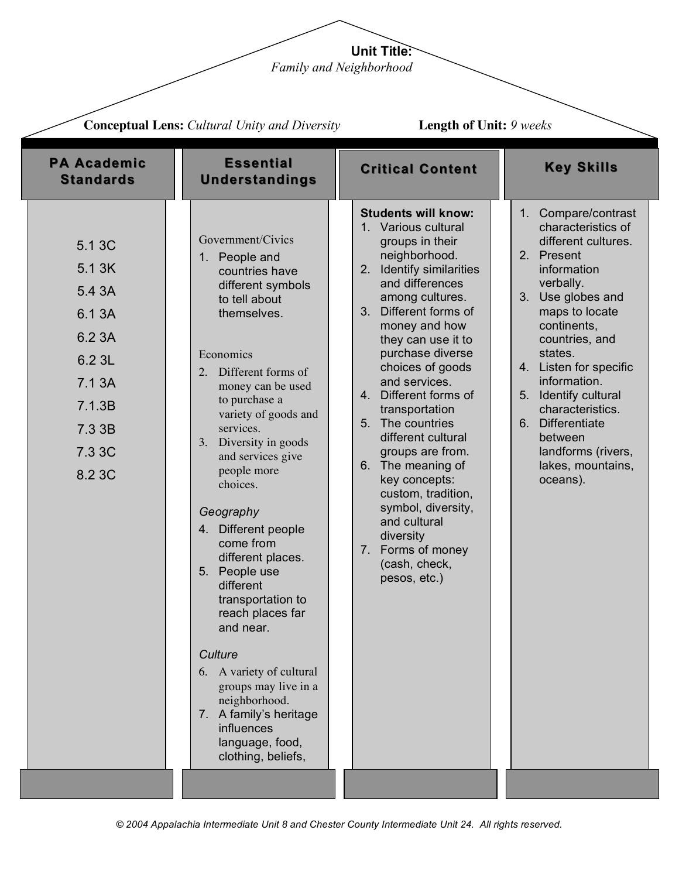**Unit Title:**
*Family and Neighborhood*

**Conceptual Lens:** *Cultural Unity and Diversity*

**Length of Unit:** *9 weeks*

## PA Academic Standards

- 5.1 3C
- 5.1 3K
- 5.4 3A
- 6.1 3A
- 6.2 3A
- 6.2 3L
- 7.1 3A
- 7.1.3B
- 7.3 3B
- 7.3 3C
- 8.2 3C

## Essential Understandings

Government/Civics

1. People and countries have different symbols to tell about themselves.

Economics

2. Different forms of money can be used to purchase a variety of goods and services.
3. Diversity in goods and services give people more choices.

*Geography*

4. Different people come from different places.
5. People use different transportation to reach places far and near.

*Culture*

6. A variety of cultural groups may live in a neighborhood.
7. A family's heritage influences language, food, clothing, beliefs,

## Critical Content

**Students will know:**

1. Various cultural groups in their neighborhood.
2. Identify similarities and differences among cultures.
3. Different forms of money and how they can use it to purchase diverse choices of goods and services.
4. Different forms of transportation
5. The countries different cultural groups are from.
6. The meaning of key concepts: custom, tradition, symbol, diversity, and cultural diversity
7. Forms of money (cash, check, pesos, etc.)

## Key Skills

1. Compare/contrast characteristics of different cultures.
2. Present information verbally.
3. Use globes and maps to locate continents, countries, and states.
4. Listen for specific information.
5. Identify cultural characteristics.
6. Differentiate between landforms (rivers, lakes, mountains, oceans).

*© 2004 Appalachia Intermediate Unit 8 and Chester County Intermediate Unit 24. All rights reserved.*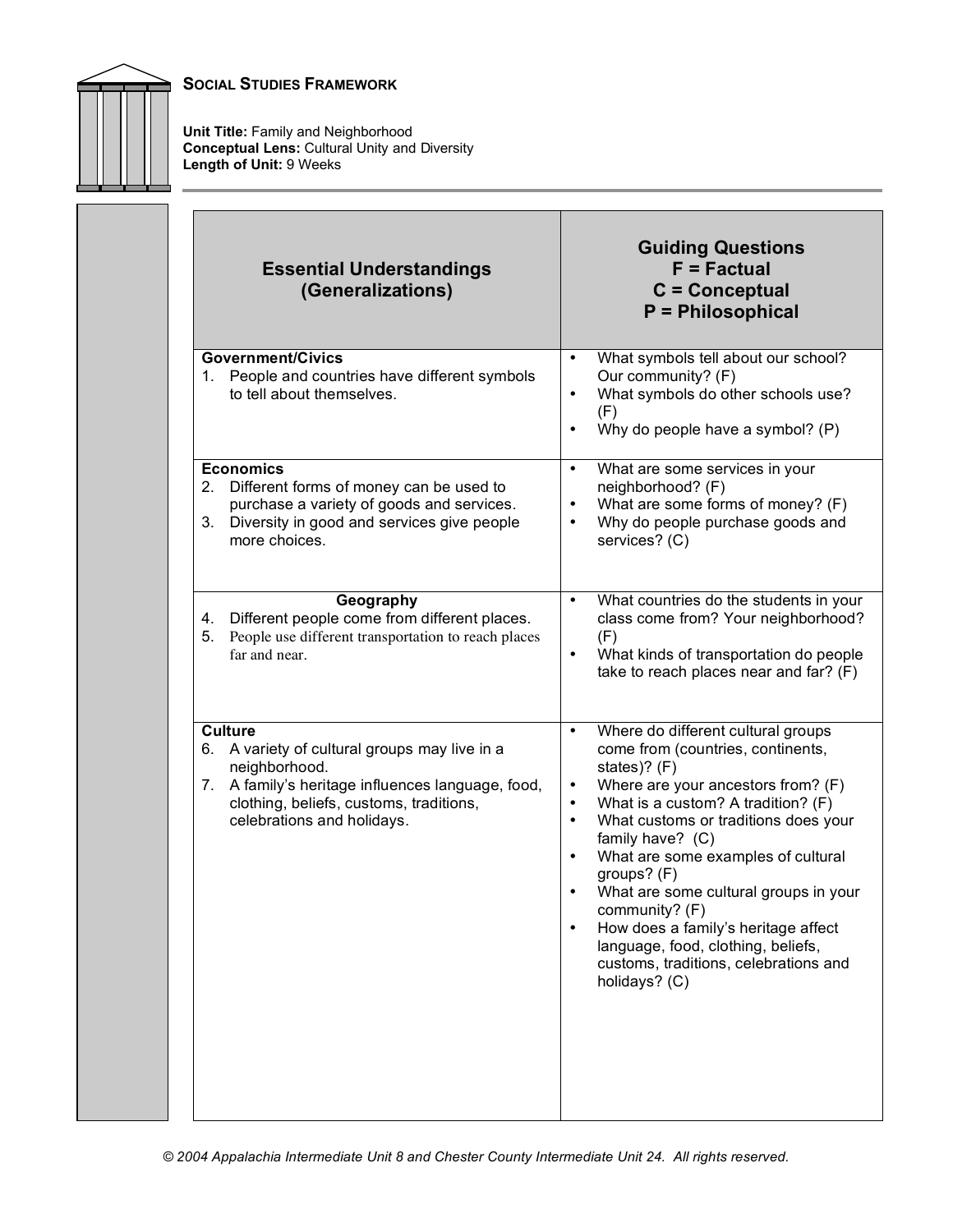## Social Studies Framework

**Unit Title:** Family and Neighborhood
**Conceptual Lens:** Cultural Unity and Diversity
**Length of Unit:** 9 Weeks

| Essential Understandings (Generalizations) | Guiding Questions F = Factual C = Conceptual P = Philosophical |
|---|---|
| **Government/Civics**<br>1. People and countries have different symbols to tell about themselves. | • What symbols tell about our school? Our community? (F)<br>• What symbols do other schools use? (F)<br>• Why do people have a symbol? (P) |
| **Economics**<br>2. Different forms of money can be used to purchase a variety of goods and services.<br>3. Diversity in good and services give people more choices. | • What are some services in your neighborhood? (F)<br>• What are some forms of money? (F)<br>• Why do people purchase goods and services? (C) |
| **Geography**<br>4. Different people come from different places.<br>5. People use different transportation to reach places far and near. | • What countries do the students in your class come from? Your neighborhood? (F)<br>• What kinds of transportation do people take to reach places near and far? (F) |
| **Culture**<br>6. A variety of cultural groups may live in a neighborhood.<br>7. A family's heritage influences language, food, clothing, beliefs, customs, traditions, celebrations and holidays. | • Where do different cultural groups come from (countries, continents, states)? (F)<br>• Where are your ancestors from? (F)<br>• What is a custom? A tradition? (F)<br>• What customs or traditions does your family have? (C)<br>• What are some examples of cultural groups? (F)<br>• What are some cultural groups in your community? (F)<br>• How does a family's heritage affect language, food, clothing, beliefs, customs, traditions, celebrations and holidays? (C) |

*© 2004 Appalachia Intermediate Unit 8 and Chester County Intermediate Unit 24. All rights reserved.*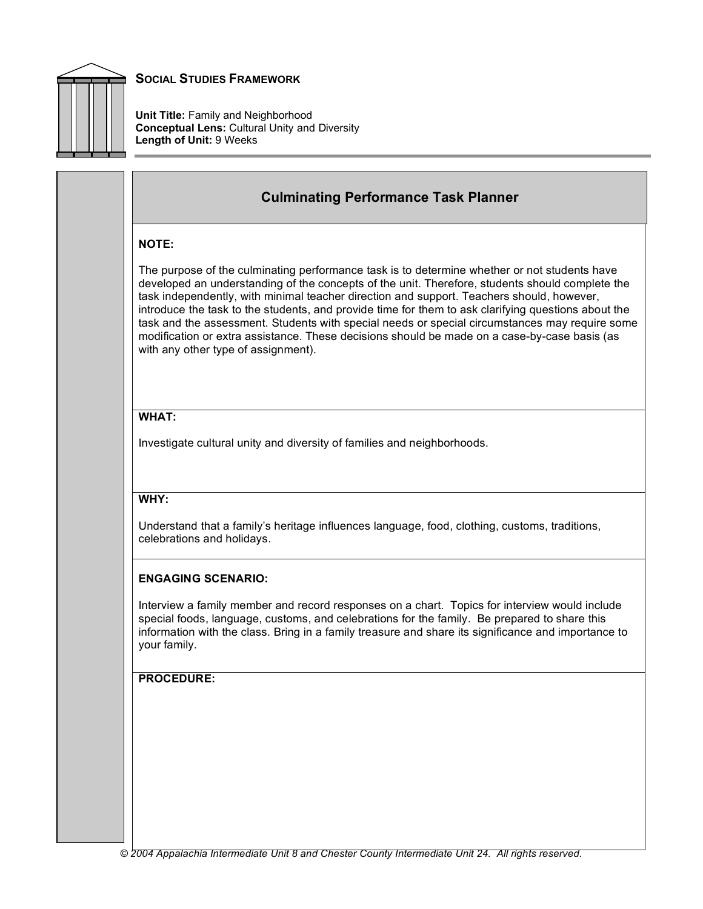**SOCIAL STUDIES FRAMEWORK**

**Unit Title:** Family and Neighborhood
**Conceptual Lens:** Cultural Unity and Diversity
**Length of Unit:** 9 Weeks

## Culminating Performance Task Planner

**NOTE:**

The purpose of the culminating performance task is to determine whether or not students have developed an understanding of the concepts of the unit. Therefore, students should complete the task independently, with minimal teacher direction and support. Teachers should, however, introduce the task to the students, and provide time for them to ask clarifying questions about the task and the assessment. Students with special needs or special circumstances may require some modification or extra assistance. These decisions should be made on a case-by-case basis (as with any other type of assignment).

**WHAT:**

Investigate cultural unity and diversity of families and neighborhoods.

**WHY:**

Understand that a family's heritage influences language, food, clothing, customs, traditions, celebrations and holidays.

**ENGAGING SCENARIO:**

Interview a family member and record responses on a chart. Topics for interview would include special foods, language, customs, and celebrations for the family. Be prepared to share this information with the class. Bring in a family treasure and share its significance and importance to your family.

**PROCEDURE:**

*© 2004 Appalachia Intermediate Unit 8 and Chester County Intermediate Unit 24. All rights reserved.*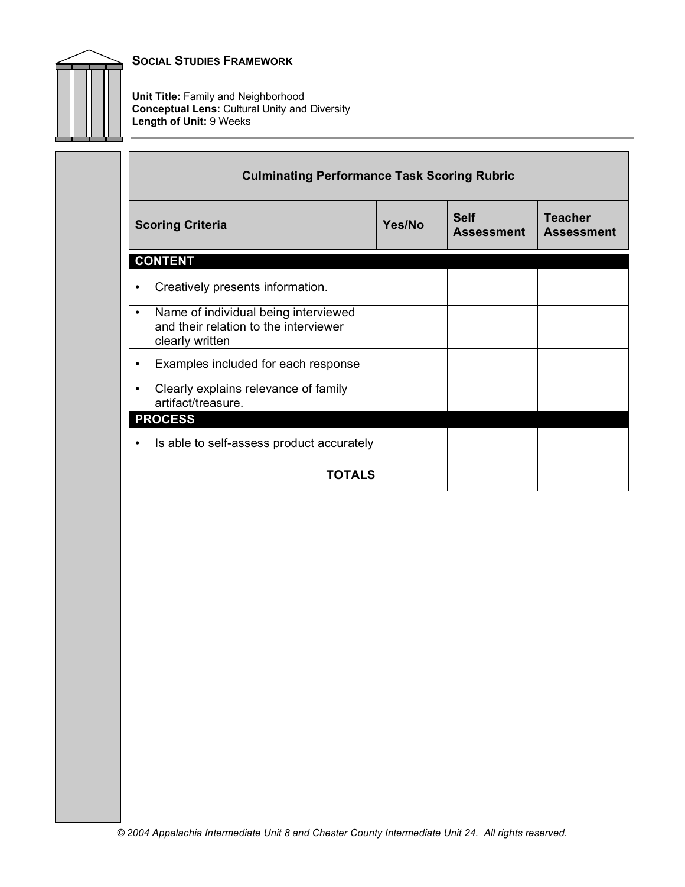**SOCIAL STUDIES FRAMEWORK**

**Unit Title:** Family and Neighborhood
**Conceptual Lens:** Cultural Unity and Diversity
**Length of Unit:** 9 Weeks

| Culminating Performance Task Scoring Rubric | | | |
|---|---|---|---|
| **Scoring Criteria** | **Yes/No** | **Self Assessment** | **Teacher Assessment** |
| **CONTENT** | | | |
| • Creatively presents information. | | | |
| • Name of individual being interviewed and their relation to the interviewer clearly written | | | |
| • Examples included for each response | | | |
| • Clearly explains relevance of family artifact/treasure. | | | |
| **PROCESS** | | | |
| • Is able to self-assess product accurately | | | |
| **TOTALS** | | | |

*© 2004 Appalachia Intermediate Unit 8 and Chester County Intermediate Unit 24. All rights reserved.*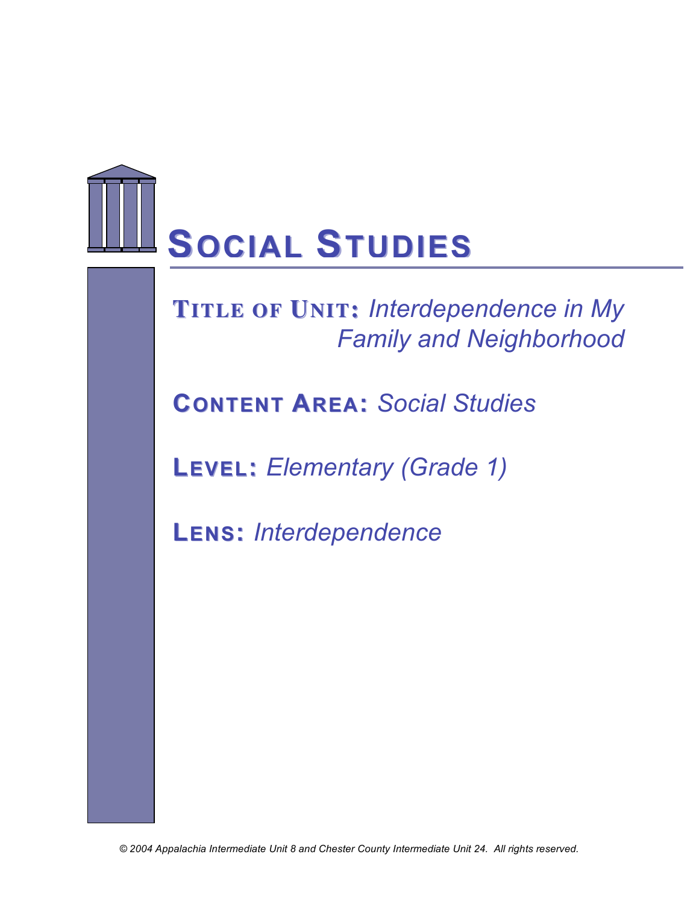# SOCIAL STUDIES

**TITLE OF UNIT:** *Interdependence in My Family and Neighborhood*

**CONTENT AREA:** *Social Studies*

**LEVEL:** *Elementary (Grade 1)*

**LENS:** *Interdependence*

*© 2004 Appalachia Intermediate Unit 8 and Chester County Intermediate Unit 24. All rights reserved.*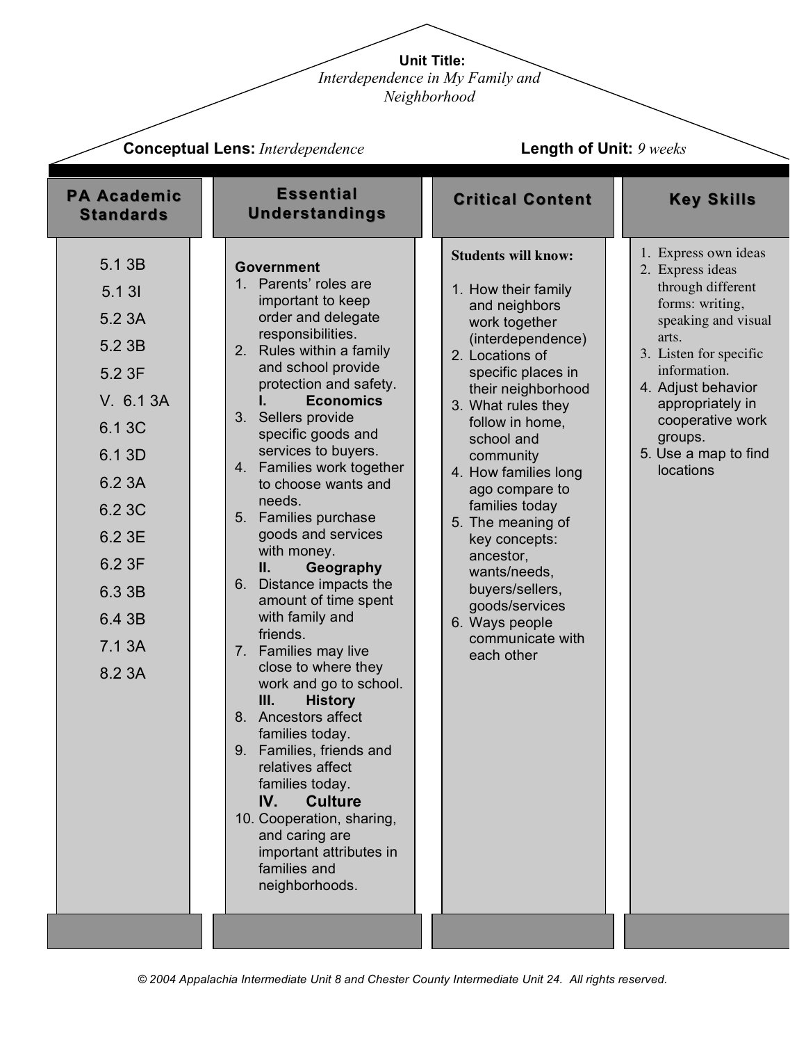**Unit Title:**
*Interdependence in My Family and Neighborhood*

**Conceptual Lens:** *Interdependence*

**Length of Unit:** *9 weeks*

## PA Academic Standards

5.1 3B
5.1 3I
5.2 3A
5.2 3B
5.2 3F
V. 6.1 3A
6.1 3C
6.1 3D
6.2 3A
6.2 3C
6.2 3E
6.2 3F
6.3 3B
6.4 3B
7.1 3A
8.2 3A

## Essential Understandings

**Government**

1. Parents' roles are important to keep order and delegate responsibilities.
2. Rules within a family and school provide protection and safety.

**I. Economics**

3. Sellers provide specific goods and services to buyers.
4. Families work together to choose wants and needs.
5. Families purchase goods and services with money.

**II. Geography**

6. Distance impacts the amount of time spent with family and friends.
7. Families may live close to where they work and go to school.

**III. History**

8. Ancestors affect families today.
9. Families, friends and relatives affect families today.

**IV. Culture**

10. Cooperation, sharing, and caring are important attributes in families and neighborhoods.

## Critical Content

**Students will know:**

1. How their family and neighbors work together (interdependence)
2. Locations of specific places in their neighborhood
3. What rules they follow in home, school and community
4. How families long ago compare to families today
5. The meaning of key concepts: ancestor, wants/needs, buyers/sellers, goods/services
6. Ways people communicate with each other

## Key Skills

1. Express own ideas
2. Express ideas through different forms: writing, speaking and visual arts.
3. Listen for specific information.
4. Adjust behavior appropriately in cooperative work groups.
5. Use a map to find locations

*© 2004 Appalachia Intermediate Unit 8 and Chester County Intermediate Unit 24. All rights reserved.*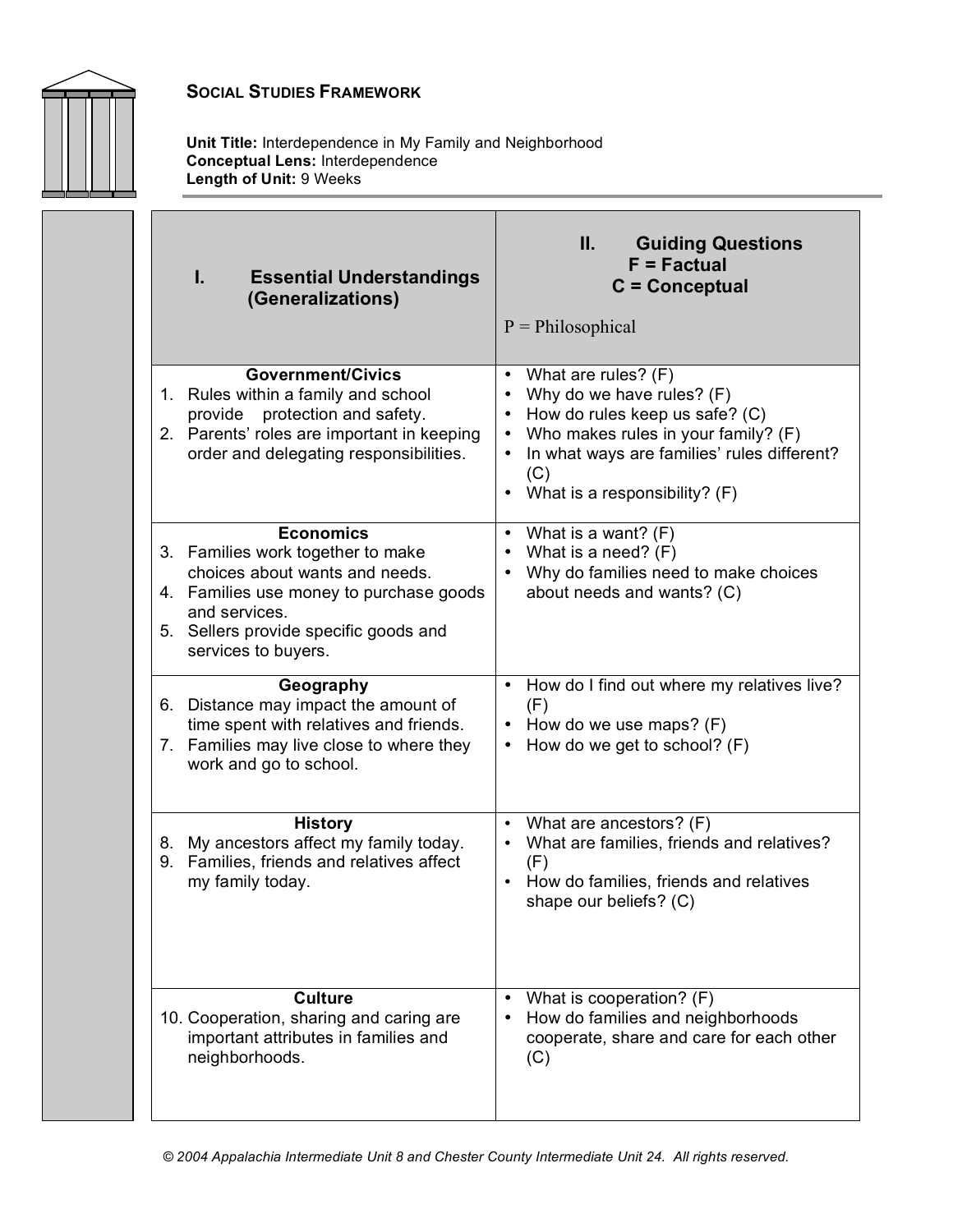## Social Studies Framework

**Unit Title:** Interdependence in My Family and Neighborhood
**Conceptual Lens:** Interdependence
**Length of Unit:** 9 Weeks

| I. Essential Understandings (Generalizations) | II. Guiding Questions F = Factual C = Conceptual P = Philosophical |
|---|---|
| **Government/Civics**<br>1. Rules within a family and school provide protection and safety.<br>2. Parents' roles are important in keeping order and delegating responsibilities. | • What are rules? (F)<br>• Why do we have rules? (F)<br>• How do rules keep us safe? (C)<br>• Who makes rules in your family? (F)<br>• In what ways are families' rules different? (C)<br>• What is a responsibility? (F) |
| **Economics**<br>3. Families work together to make choices about wants and needs.<br>4. Families use money to purchase goods and services.<br>5. Sellers provide specific goods and services to buyers. | • What is a want? (F)<br>• What is a need? (F)<br>• Why do families need to make choices about needs and wants? (C) |
| **Geography**<br>6. Distance may impact the amount of time spent with relatives and friends.<br>7. Families may live close to where they work and go to school. | • How do I find out where my relatives live? (F)<br>• How do we use maps? (F)<br>• How do we get to school? (F) |
| **History**<br>8. My ancestors affect my family today.<br>9. Families, friends and relatives affect my family today. | • What are ancestors? (F)<br>• What are families, friends and relatives? (F)<br>• How do families, friends and relatives shape our beliefs? (C) |
| **Culture**<br>10. Cooperation, sharing and caring are important attributes in families and neighborhoods. | • What is cooperation? (F)<br>• How do families and neighborhoods cooperate, share and care for each other (C) |

*© 2004 Appalachia Intermediate Unit 8 and Chester County Intermediate Unit 24. All rights reserved.*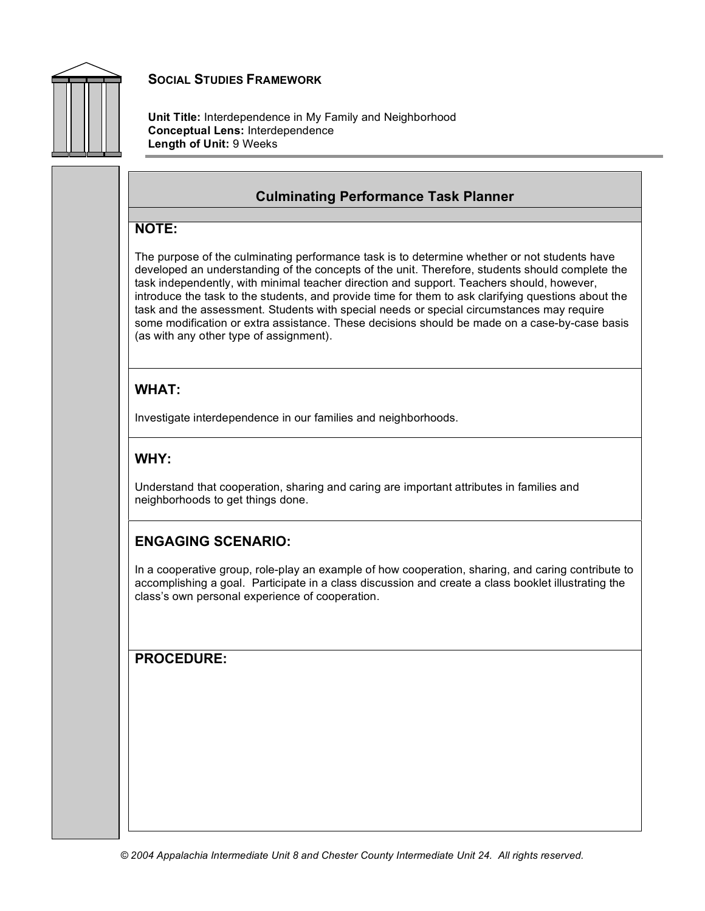## Social Studies Framework

**Unit Title:** Interdependence in My Family and Neighborhood
**Conceptual Lens:** Interdependence
**Length of Unit:** 9 Weeks

### Culminating Performance Task Planner

#### NOTE:

The purpose of the culminating performance task is to determine whether or not students have developed an understanding of the concepts of the unit. Therefore, students should complete the task independently, with minimal teacher direction and support. Teachers should, however, introduce the task to the students, and provide time for them to ask clarifying questions about the task and the assessment. Students with special needs or special circumstances may require some modification or extra assistance. These decisions should be made on a case-by-case basis (as with any other type of assignment).

#### WHAT:

Investigate interdependence in our families and neighborhoods.

#### WHY:

Understand that cooperation, sharing and caring are important attributes in families and neighborhoods to get things done.

#### ENGAGING SCENARIO:

In a cooperative group, role-play an example of how cooperation, sharing, and caring contribute to accomplishing a goal. Participate in a class discussion and create a class booklet illustrating the class's own personal experience of cooperation.

#### PROCEDURE:

© 2004 Appalachia Intermediate Unit 8 and Chester County Intermediate Unit 24. All rights reserved.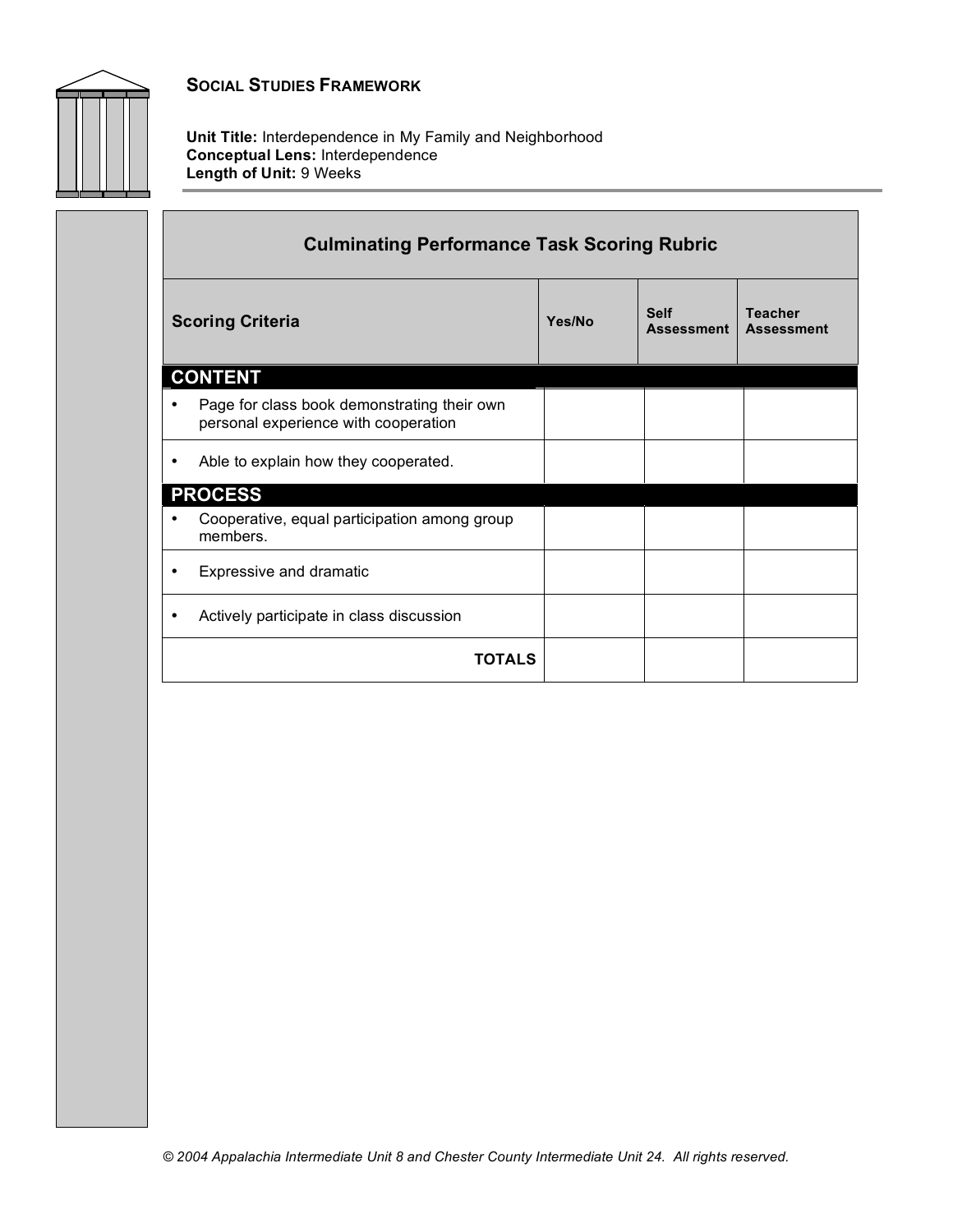**Social Studies Framework**

**Unit Title:** Interdependence in My Family and Neighborhood
**Conceptual Lens:** Interdependence
**Length of Unit:** 9 Weeks

## Culminating Performance Task Scoring Rubric

| Scoring Criteria | Yes/No | Self Assessment | Teacher Assessment |
|---|---|---|---|
| **CONTENT** | | | |
| • Page for class book demonstrating their own personal experience with cooperation | | | |
| • Able to explain how they cooperated. | | | |
| **PROCESS** | | | |
| • Cooperative, equal participation among group members. | | | |
| • Expressive and dramatic | | | |
| • Actively participate in class discussion | | | |
| **TOTALS** | | | |

*© 2004 Appalachia Intermediate Unit 8 and Chester County Intermediate Unit 24. All rights reserved.*